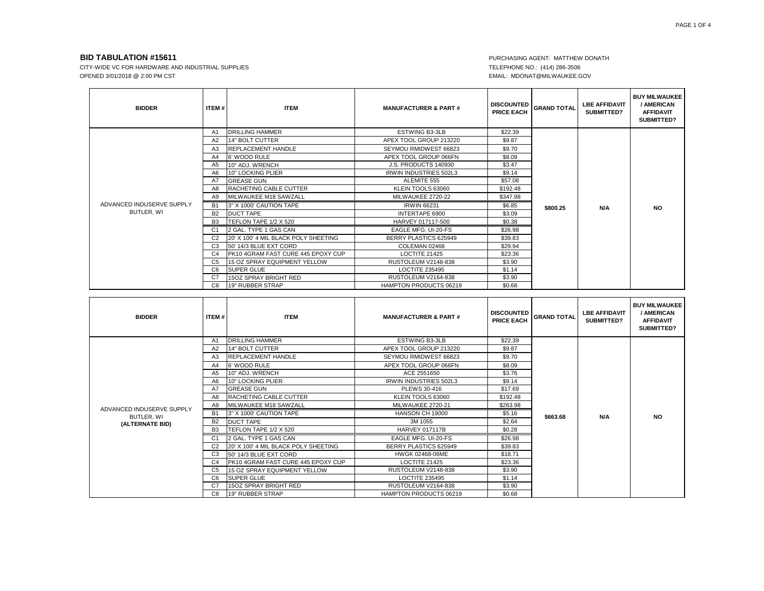**BID TABULATION #15611**

CITY-WIDE VC FOR HARDWARE AND INDUSTRIAL SUPPLIES
OPENED 3/01/2018 @ 2:00 PM CST

PURCHASING AGENT: MATTHEW DONATH
TELEPHONE NO.: (414) 286-3506
EMAIL: MDONAT@MILWAUKEE.GOV

| BIDDER | ITEM # | ITEM | MANUFACTURER & PART # | DISCOUNTED PRICE EACH | GRAND TOTAL | LBE AFFIDAVIT SUBMITTED? | BUY MILWAUKEE / AMERICAN AFFIDAVIT SUBMITTED? |
|---|---|---|---|---|---|---|---|
| ADVANCED INDUSERVE SUPPLY BUTLER, WI | A1 | DRILLING HAMMER | ESTWING B3-3LB | $22.39 | $800.25 | N/A | NO |
| | A2 | 14" BOLT CUTTER | APEX TOOL GROUP 213220 | $9.87 | | | |
| | A3 | REPLACEMENT HANDLE | SEYMOU RMIDWEST 66823 | $9.70 | | | |
| | A4 | 6' WOOD RULE | APEX TOOL GROUP 066FN | $8.09 | | | |
| | A5 | 10" ADJ. WRENCH | J.S. PRODUCTS 140930 | $3.47 | | | |
| | A6 | 10" LOCKING PLIER | IRWIN INDUSTRIES 502L3 | $9.14 | | | |
| | A7 | GREASE GUN | ALEMITE 555 | $57.08 | | | |
| | A8 | RACHETING CABLE CUTTER | KLEIN TOOLS 63060 | $192.48 | | | |
| | A9 | MILWAUKEE M18 SAWZALL | MILWAUKEE 2720-22 | $347.98 | | | |
| | B1 | 3" X 1000' CAUTION TAPE | IRWIN 66231 | $6.85 | | | |
| | B2 | DUCT TAPE | INTERTAPE 6900 | $3.09 | | | |
| | B3 | TEFLON TAPE 1/2 X 520 | HARVEY 017117-500 | $0.38 | | | |
| | C1 | 2 GAL. TYPE 1 GAS CAN | EAGLE MFG. UI-20-FS | $26.98 | | | |
| | C2 | 20' X 100' 4 MIL BLACK POLY SHEETING | BERRY PLASTICS 625949 | $39.83 | | | |
| | C3 | 50' 14/3 BLUE EXT CORD | COLEMAN 02468 | $29.94 | | | |
| | C4 | PK10 4GRAM FAST CURE 445 EPOXY CUP | LOCTITE 21425 | $23.36 | | | |
| | C5 | 15 OZ SPRAY EQUIPMENT YELLOW | RUSTOLEUM V2148-838 | $3.90 | | | |
| | C6 | SUPER GLUE | LOCTITE 235495 | $1.14 | | | |
| | C7 | 15OZ SPRAY BRIGHT RED | RUSTOLEUM V2164-838 | $3.90 | | | |
| | C8 | 19" RUBBER STRAP | HAMPTON PRODUCTS 06219 | $0.68 | | | |

| BIDDER | ITEM # | ITEM | MANUFACTURER & PART # | DISCOUNTED PRICE EACH | GRAND TOTAL | LBE AFFIDAVIT SUBMITTED? | BUY MILWAUKEE / AMERICAN AFFIDAVIT SUBMITTED? |
|---|---|---|---|---|---|---|---|
| ADVANCED INDUSERVE SUPPLY BUTLER, WI **(ALTERNATE BID)** | A1 | DRILLING HAMMER | ESTWING B3-3LB | $22.39 | $663.68 | N/A | NO |
| | A2 | 14" BOLT CUTTER | APEX TOOL GROUP 213220 | $9.87 | | | |
| | A3 | REPLACEMENT HANDLE | SEYMOU RMIDWEST 66823 | $9.70 | | | |
| | A4 | 6' WOOD RULE | APEX TOOL GROUP 066FN | $8.09 | | | |
| | A5 | 10" ADJ. WRENCH | ACE 2551650 | $3.76 | | | |
| | A6 | 10" LOCKING PLIER | IRWIN INDUSTRIES 502L3 | $9.14 | | | |
| | A7 | GREASE GUN | PLEWS 30-416 | $17.69 | | | |
| | A8 | RACHETING CABLE CUTTER | KLEIN TOOLS 63060 | $192.48 | | | |
| | A9 | MILWAUKEE M18 SAWZALL | MILWAUKEE 2720-21 | $263.98 | | | |
| | B1 | 3" X 1000' CAUTION TAPE | HANSON CH 19000 | $5.16 | | | |
| | B2 | DUCT TAPE | 3M 1055 | $2.64 | | | |
| | B3 | TEFLON TAPE 1/2 X 520 | HARVEY 017117B | $0.28 | | | |
| | C1 | 2 GAL. TYPE 1 GAS CAN | EAGLE MFG. UI-20-FS | $26.98 | | | |
| | C2 | 20' X 100' 4 MIL BLACK POLY SHEETING | BERRY PLASTICS 625949 | $39.83 | | | |
| | C3 | 50' 14/3 BLUE EXT CORD | HWGK 02468-06ME | $18.71 | | | |
| | C4 | PK10 4GRAM FAST CURE 445 EPOXY CUP | LOCTITE 21425 | $23.36 | | | |
| | C5 | 15 OZ SPRAY EQUIPMENT YELLOW | RUSTOLEUM V2148-838 | $3.90 | | | |
| | C6 | SUPER GLUE | LOCTITE 235495 | $1.14 | | | |
| | C7 | 15OZ SPRAY BRIGHT RED | RUSTOLEUM V2164-838 | $3.90 | | | |
| | C8 | 19" RUBBER STRAP | HAMPTON PRODUCTS 06219 | $0.68 | | | |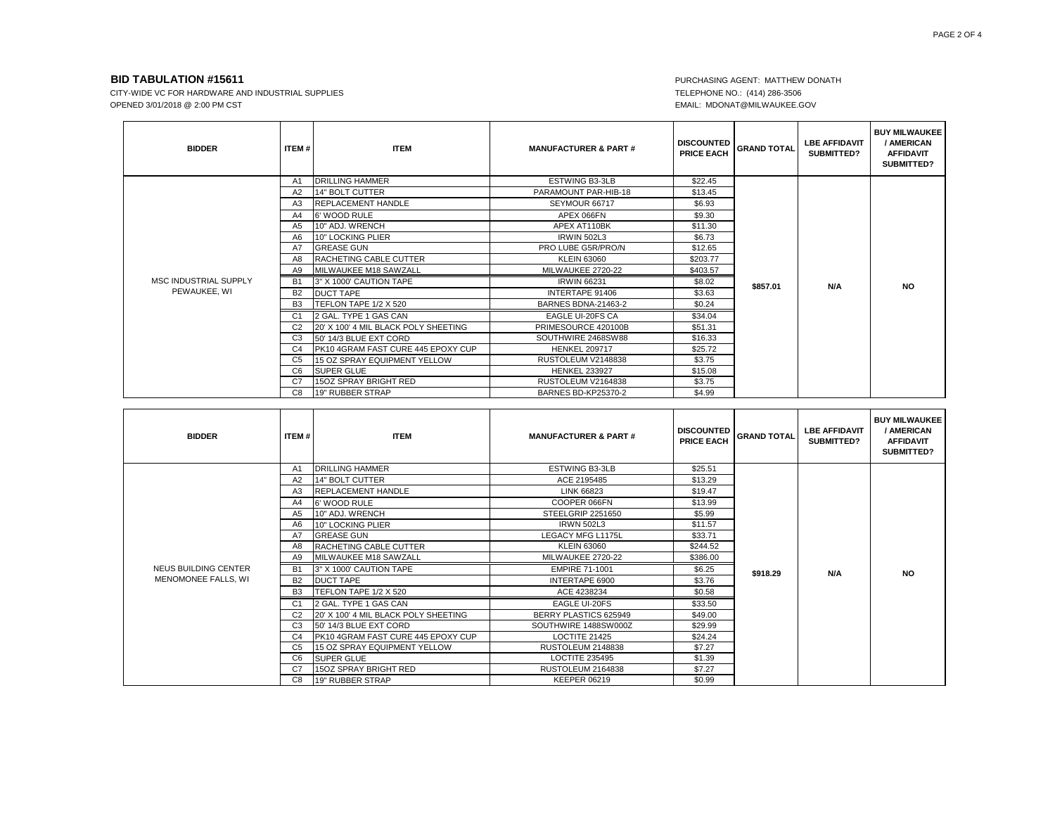**BID TABULATION #15611**

CITY-WIDE VC FOR HARDWARE AND INDUSTRIAL SUPPLIES
OPENED 3/01/2018 @ 2:00 PM CST

PURCHASING AGENT: MATTHEW DONATH
TELEPHONE NO.: (414) 286-3506
EMAIL: MDONAT@MILWAUKEE.GOV

| BIDDER | ITEM # | ITEM | MANUFACTURER & PART # | DISCOUNTED PRICE EACH | GRAND TOTAL | LBE AFFIDAVIT SUBMITTED? | BUY MILWAUKEE / AMERICAN AFFIDAVIT SUBMITTED? |
|---|---|---|---|---|---|---|---|
| MSC INDUSTRIAL SUPPLY PEWAUKEE, WI | A1 | DRILLING HAMMER | ESTWING B3-3LB | $22.45 | $857.01 | N/A | NO |
| | A2 | 14" BOLT CUTTER | PARAMOUNT PAR-HIB-18 | $13.45 | | | |
| | A3 | REPLACEMENT HANDLE | SEYMOUR 66717 | $6.93 | | | |
| | A4 | 6' WOOD RULE | APEX 066FN | $9.30 | | | |
| | A5 | 10" ADJ. WRENCH | APEX AT110BK | $11.30 | | | |
| | A6 | 10" LOCKING PLIER | IRWIN 502L3 | $6.73 | | | |
| | A7 | GREASE GUN | PRO LUBE G5R/PRO/N | $12.65 | | | |
| | A8 | RACHETING CABLE CUTTER | KLEIN 63060 | $203.77 | | | |
| | A9 | MILWAUKEE M18 SAWZALL | MILWAUKEE 2720-22 | $403.57 | | | |
| | B1 | 3" X 1000' CAUTION TAPE | IRWIN 66231 | $8.02 | | | |
| | B2 | DUCT TAPE | INTERTAPE 91406 | $3.63 | | | |
| | B3 | TEFLON TAPE 1/2 X 520 | BARNES BDNA-21463-2 | $0.24 | | | |
| | C1 | 2 GAL. TYPE 1 GAS CAN | EAGLE UI-20FS CA | $34.04 | | | |
| | C2 | 20' X 100' 4 MIL BLACK POLY SHEETING | PRIMESOURCE 420100B | $51.31 | | | |
| | C3 | 50' 14/3 BLUE EXT CORD | SOUTHWIRE 2468SW88 | $16.33 | | | |
| | C4 | PK10 4GRAM FAST CURE 445 EPOXY CUP | HENKEL 209717 | $25.72 | | | |
| | C5 | 15 OZ SPRAY EQUIPMENT YELLOW | RUSTOLEUM V2148838 | $3.75 | | | |
| | C6 | SUPER GLUE | HENKEL 233927 | $15.08 | | | |
| | C7 | 15OZ SPRAY BRIGHT RED | RUSTOLEUM V2164838 | $3.75 | | | |
| | C8 | 19" RUBBER STRAP | BARNES BD-KP25370-2 | $4.99 | | | |

| BIDDER | ITEM # | ITEM | MANUFACTURER & PART # | DISCOUNTED PRICE EACH | GRAND TOTAL | LBE AFFIDAVIT SUBMITTED? | BUY MILWAUKEE / AMERICAN AFFIDAVIT SUBMITTED? |
|---|---|---|---|---|---|---|---|
| NEUS BUILDING CENTER MENOMONEE FALLS, WI | A1 | DRILLING HAMMER | ESTWING B3-3LB | $25.51 | $918.29 | N/A | NO |
| | A2 | 14" BOLT CUTTER | ACE 2195485 | $13.29 | | | |
| | A3 | REPLACEMENT HANDLE | LINK 66823 | $19.47 | | | |
| | A4 | 6' WOOD RULE | COOPER 066FN | $13.99 | | | |
| | A5 | 10" ADJ. WRENCH | STEELGRIP 2251650 | $5.99 | | | |
| | A6 | 10" LOCKING PLIER | IRWN 502L3 | $11.57 | | | |
| | A7 | GREASE GUN | LEGACY MFG L1175L | $33.71 | | | |
| | A8 | RACHETING CABLE CUTTER | KLEIN 63060 | $244.52 | | | |
| | A9 | MILWAUKEE M18 SAWZALL | MILWAUKEE 2720-22 | $386.00 | | | |
| | B1 | 3" X 1000' CAUTION TAPE | EMPIRE 71-1001 | $6.25 | | | |
| | B2 | DUCT TAPE | INTERTAPE 6900 | $3.76 | | | |
| | B3 | TEFLON TAPE 1/2 X 520 | ACE 4238234 | $0.58 | | | |
| | C1 | 2 GAL. TYPE 1 GAS CAN | EAGLE UI-20FS | $33.50 | | | |
| | C2 | 20' X 100' 4 MIL BLACK POLY SHEETING | BERRY PLASTICS 625949 | $49.00 | | | |
| | C3 | 50' 14/3 BLUE EXT CORD | SOUTHWIRE 1488SW000Z | $29.99 | | | |
| | C4 | PK10 4GRAM FAST CURE 445 EPOXY CUP | LOCTITE 21425 | $24.24 | | | |
| | C5 | 15 OZ SPRAY EQUIPMENT YELLOW | RUSTOLEUM 2148838 | $7.27 | | | |
| | C6 | SUPER GLUE | LOCTITE 235495 | $1.39 | | | |
| | C7 | 15OZ SPRAY BRIGHT RED | RUSTOLEUM 2164838 | $7.27 | | | |
| | C8 | 19" RUBBER STRAP | KEEPER 06219 | $0.99 | | | |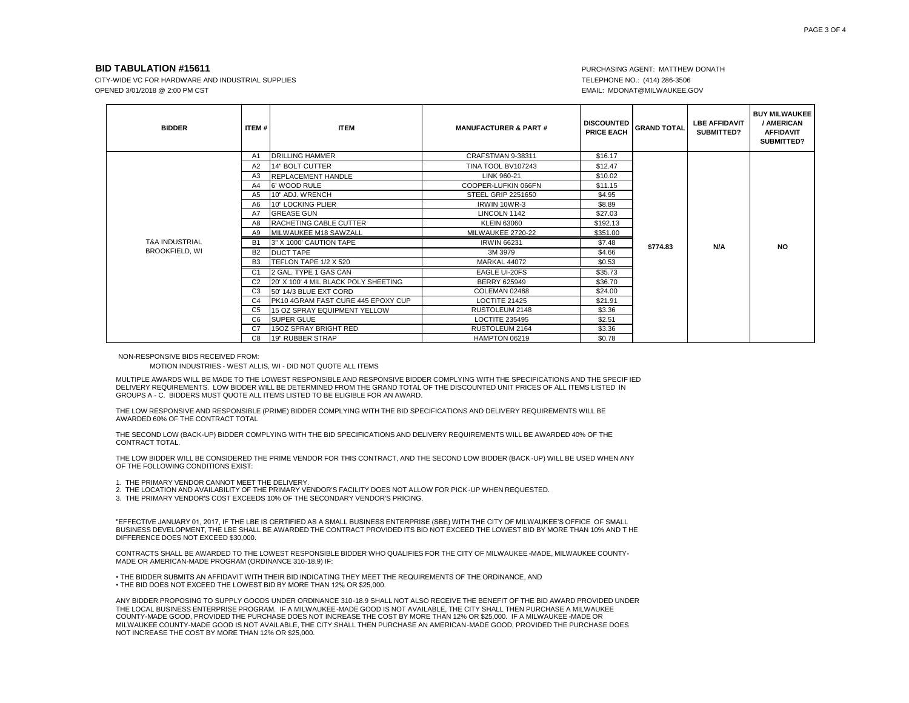**BID TABULATION #15611**

CITY-WIDE VC FOR HARDWARE AND INDUSTRIAL SUPPLIES
OPENED 3/01/2018 @ 2:00 PM CST

PURCHASING AGENT: MATTHEW DONATH
TELEPHONE NO.: (414) 286-3506
EMAIL: MDONAT@MILWAUKEE.GOV

| BIDDER | ITEM # | ITEM | MANUFACTURER & PART # | DISCOUNTED PRICE EACH | GRAND TOTAL | LBE AFFIDAVIT SUBMITTED? | BUY MILWAUKEE / AMERICAN AFFIDAVIT SUBMITTED? |
|---|---|---|---|---|---|---|---|
| T&A INDUSTRIAL BROOKFIELD, WI | A1 | DRILLING HAMMER | CRAFTSMAN 9-38311 | $16.17 | $774.83 | N/A | NO |
| | A2 | 14" BOLT CUTTER | TINA TOOL BV107243 | $12.47 | | | |
| | A3 | REPLACEMENT HANDLE | LINK 960-21 | $10.02 | | | |
| | A4 | 6' WOOD RULE | COOPER-LUFKIN 066FN | $11.15 | | | |
| | A5 | 10" ADJ. WRENCH | STEEL GRIP 2251650 | $4.95 | | | |
| | A6 | 10" LOCKING PLIER | IRWIN 10WR-3 | $8.89 | | | |
| | A7 | GREASE GUN | LINCOLN 1142 | $27.03 | | | |
| | A8 | RACHETING CABLE CUTTER | KLEIN 63060 | $192.13 | | | |
| | A9 | MILWAUKEE M18 SAWZALL | MILWAUKEE 2720-22 | $351.00 | | | |
| | B1 | 3" X 1000' CAUTION TAPE | IRWIN 66231 | $7.48 | | | |
| | B2 | DUCT TAPE | 3M 3979 | $4.66 | | | |
| | B3 | TEFLON TAPE 1/2 X 520 | MARKAL 44072 | $0.53 | | | |
| | C1 | 2 GAL. TYPE 1 GAS CAN | EAGLE UI-20FS | $35.73 | | | |
| | C2 | 20' X 100' 4 MIL BLACK POLY SHEETING | BERRY 625949 | $36.70 | | | |
| | C3 | 50' 14/3 BLUE EXT CORD | COLEMAN 02468 | $24.00 | | | |
| | C4 | PK10 4GRAM FAST CURE 445 EPOXY CUP | LOCTITE 21425 | $21.91 | | | |
| | C5 | 15 OZ SPRAY EQUIPMENT YELLOW | RUSTOLEUM 2148 | $3.36 | | | |
| | C6 | SUPER GLUE | LOCTITE 235495 | $2.51 | | | |
| | C7 | 15OZ SPRAY BRIGHT RED | RUSTOLEUM 2164 | $3.36 | | | |
| | C8 | 19" RUBBER STRAP | HAMPTON 06219 | $0.78 | | | |

NON-RESPONSIVE BIDS RECEIVED FROM:

MOTION INDUSTRIES - WEST ALLIS, WI - DID NOT QUOTE ALL ITEMS

MULTIPLE AWARDS WILL BE MADE TO THE LOWEST RESPONSIBLE AND RESPONSIVE BIDDER COMPLYING WITH THE SPECIFICATIONS AND THE SPECIFIED DELIVERY REQUIREMENTS. LOW BIDDER WILL BE DETERMINED FROM THE GRAND TOTAL OF THE DISCOUNTED UNIT PRICES OF ALL ITEMS LISTED IN GROUPS A - C. BIDDERS MUST QUOTE ALL ITEMS LISTED TO BE ELIGIBLE FOR AN AWARD.

THE LOW RESPONSIVE AND RESPONSIBLE (PRIME) BIDDER COMPLYING WITH THE BID SPECIFICATIONS AND DELIVERY REQUIREMENTS WILL BE AWARDED 60% OF THE CONTRACT TOTAL

THE SECOND LOW (BACK-UP) BIDDER COMPLYING WITH THE BID SPECIFICATIONS AND DELIVERY REQUIREMENTS WILL BE AWARDED 40% OF THE CONTRACT TOTAL.

THE LOW BIDDER WILL BE CONSIDERED THE PRIME VENDOR FOR THIS CONTRACT, AND THE SECOND LOW BIDDER (BACK-UP) WILL BE USED WHEN ANY OF THE FOLLOWING CONDITIONS EXIST:

1. THE PRIMARY VENDOR CANNOT MEET THE DELIVERY.
2. THE LOCATION AND AVAILABILITY OF THE PRIMARY VENDOR'S FACILITY DOES NOT ALLOW FOR PICK-UP WHEN REQUESTED.
3. THE PRIMARY VENDOR'S COST EXCEEDS 10% OF THE SECONDARY VENDOR'S PRICING.

"EFFECTIVE JANUARY 01, 2017, IF THE LBE IS CERTIFIED AS A SMALL BUSINESS ENTERPRISE (SBE) WITH THE CITY OF MILWAUKEE'S OFFICE OF SMALL BUSINESS DEVELOPMENT, THE LBE SHALL BE AWARDED THE CONTRACT PROVIDED ITS BID NOT EXCEED THE LOWEST BID BY MORE THAN 10% AND THE DIFFERENCE DOES NOT EXCEED $30,000.

CONTRACTS SHALL BE AWARDED TO THE LOWEST RESPONSIBLE BIDDER WHO QUALIFIES FOR THE CITY OF MILWAUKEE-MADE, MILWAUKEE COUNTY-MADE OR AMERICAN-MADE PROGRAM (ORDINANCE 310-18.9) IF:

- THE BIDDER SUBMITS AN AFFIDAVIT WITH THEIR BID INDICATING THEY MEET THE REQUIREMENTS OF THE ORDINANCE, AND
- THE BID DOES NOT EXCEED THE LOWEST BID BY MORE THAN 12% OR $25,000.

ANY BIDDER PROPOSING TO SUPPLY GOODS UNDER ORDINANCE 310-18.9 SHALL NOT ALSO RECEIVE THE BENEFIT OF THE BID AWARD PROVIDED UNDER THE LOCAL BUSINESS ENTERPRISE PROGRAM. IF A MILWAUKEE-MADE GOOD IS NOT AVAILABLE, THE CITY SHALL THEN PURCHASE A MILWAUKEE COUNTY-MADE GOOD, PROVIDED THE PURCHASE DOES NOT INCREASE THE COST BY MORE THAN 12% OR $25,000. IF A MILWAUKEE-MADE OR MILWAUKEE COUNTY-MADE GOOD IS NOT AVAILABLE, THE CITY SHALL THEN PURCHASE AN AMERICAN-MADE GOOD, PROVIDED THE PURCHASE DOES NOT INCREASE THE COST BY MORE THAN 12% OR $25,000.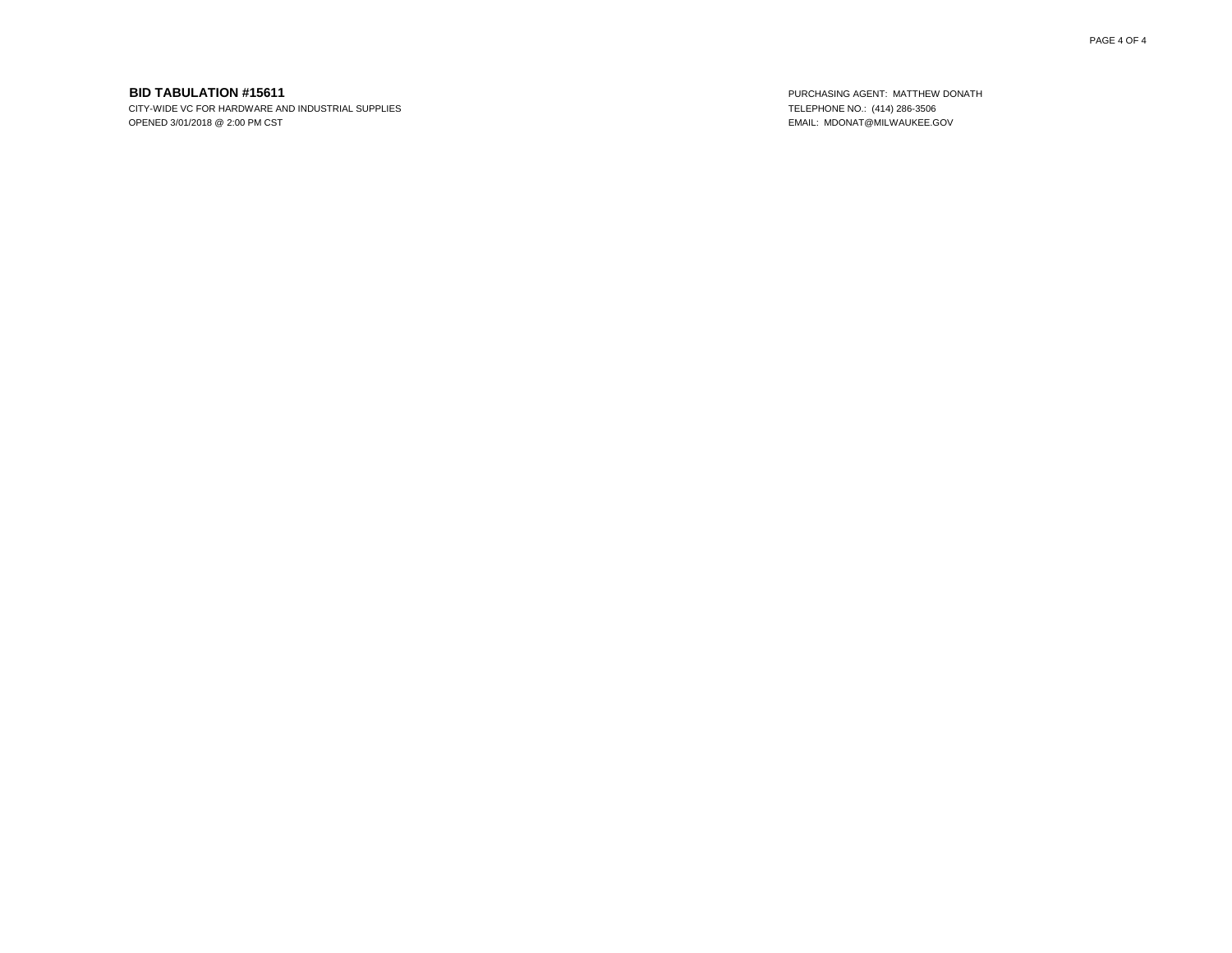**BID TABULATION #15611**

CITY-WIDE VC FOR HARDWARE AND INDUSTRIAL SUPPLIES
OPENED 3/01/2018 @ 2:00 PM CST

PURCHASING AGENT: MATTHEW DONATH
TELEPHONE NO.: (414) 286-3506
EMAIL: MDONAT@MILWAUKEE.GOV